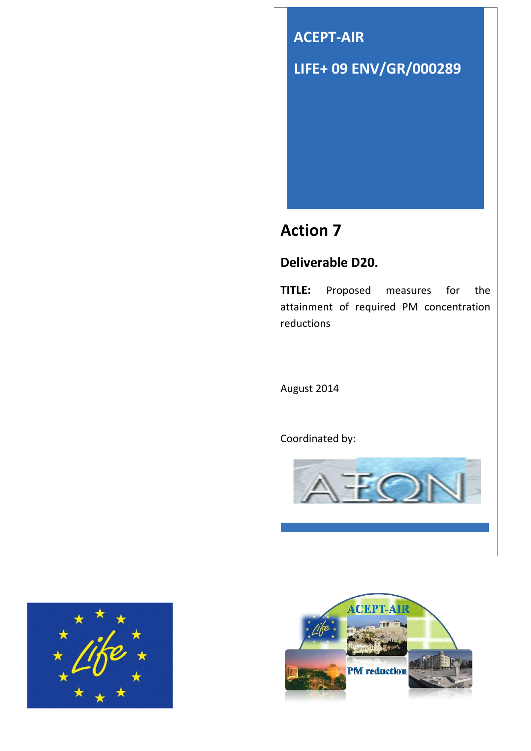# ACEPT-AIR

# LIFE+ 09 ENV/GR/000289

## Action 7

### Deliverable D20.

**TITLE:** Proposed measures for the attainment of required PM concentration reductions

August 2014

Coordinated by: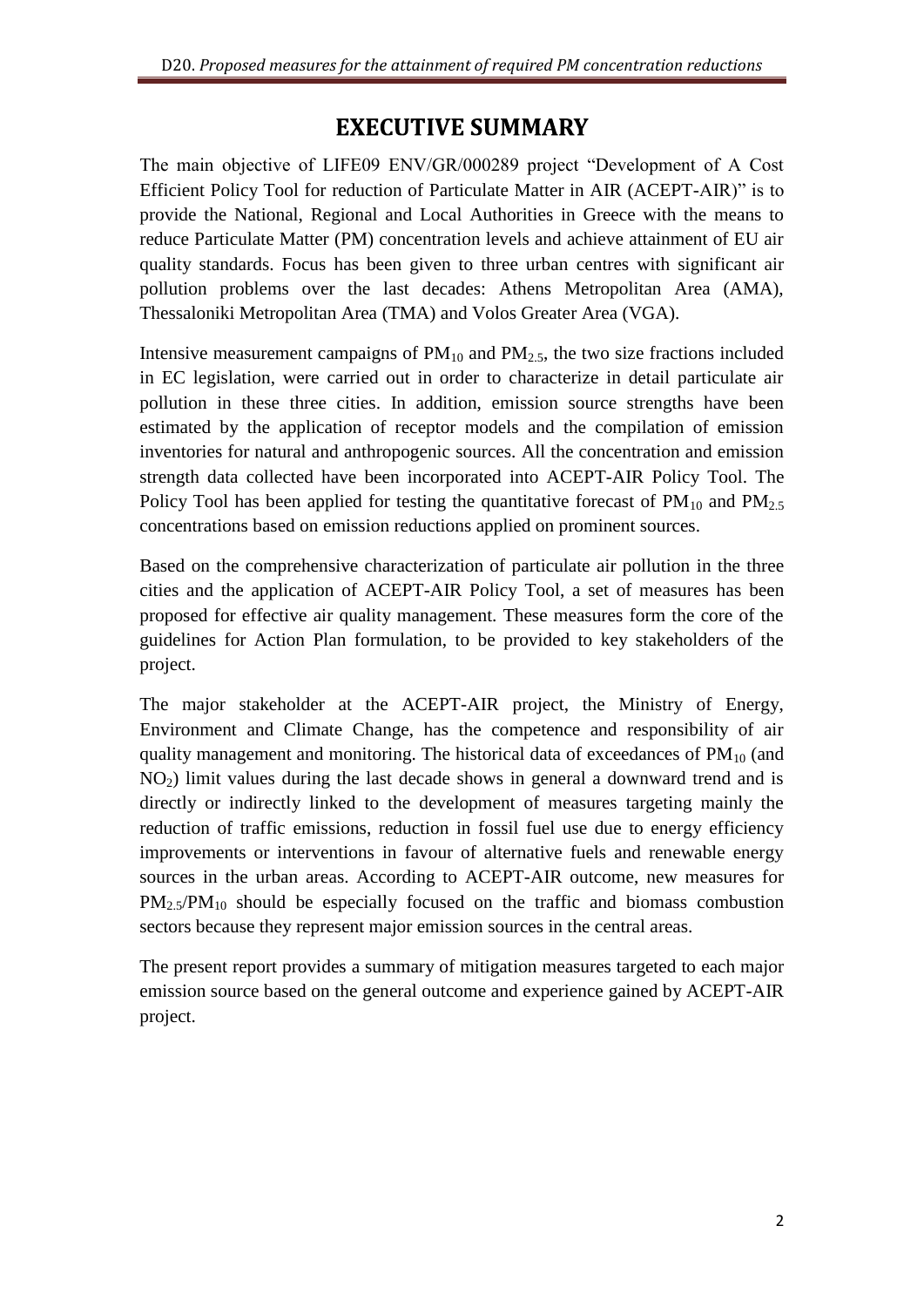# EXECUTIVE SUMMARY

The main objective of LIFE09 ENV/GR/000289 project "Development of A Cost Efficient Policy Tool for reduction of Particulate Matter in AIR (ACEPT-AIR)" is to provide the National, Regional and Local Authorities in Greece with the means to reduce Particulate Matter (PM) concentration levels and achieve attainment of EU air quality standards. Focus has been given to three urban centres with significant air pollution problems over the last decades: Athens Metropolitan Area (AMA), Thessaloniki Metropolitan Area (TMA) and Volos Greater Area (VGA).

Intensive measurement campaigns of $PM_{10}$ and $PM_{2.5}$, the two size fractions included in EC legislation, were carried out in order to characterize in detail particulate air pollution in these three cities. In addition, emission source strengths have been estimated by the application of receptor models and the compilation of emission inventories for natural and anthropogenic sources. All the concentration and emission strength data collected have been incorporated into ACEPT-AIR Policy Tool. The Policy Tool has been applied for testing the quantitative forecast of $PM_{10}$ and $PM_{2.5}$ concentrations based on emission reductions applied on prominent sources.

Based on the comprehensive characterization of particulate air pollution in the three cities and the application of ACEPT-AIR Policy Tool, a set of measures has been proposed for effective air quality management. These measures form the core of the guidelines for Action Plan formulation, to be provided to key stakeholders of the project.

The major stakeholder at the ACEPT-AIR project, the Ministry of Energy, Environment and Climate Change, has the competence and responsibility of air quality management and monitoring. The historical data of exceedances of $PM_{10}$ (and $NO_2$) limit values during the last decade shows in general a downward trend and is directly or indirectly linked to the development of measures targeting mainly the reduction of traffic emissions, reduction in fossil fuel use due to energy efficiency improvements or interventions in favour of alternative fuels and renewable energy sources in the urban areas. According to ACEPT-AIR outcome, new measures for $PM_{2.5}$/$PM_{10}$ should be especially focused on the traffic and biomass combustion sectors because they represent major emission sources in the central areas.

The present report provides a summary of mitigation measures targeted to each major emission source based on the general outcome and experience gained by ACEPT-AIR project.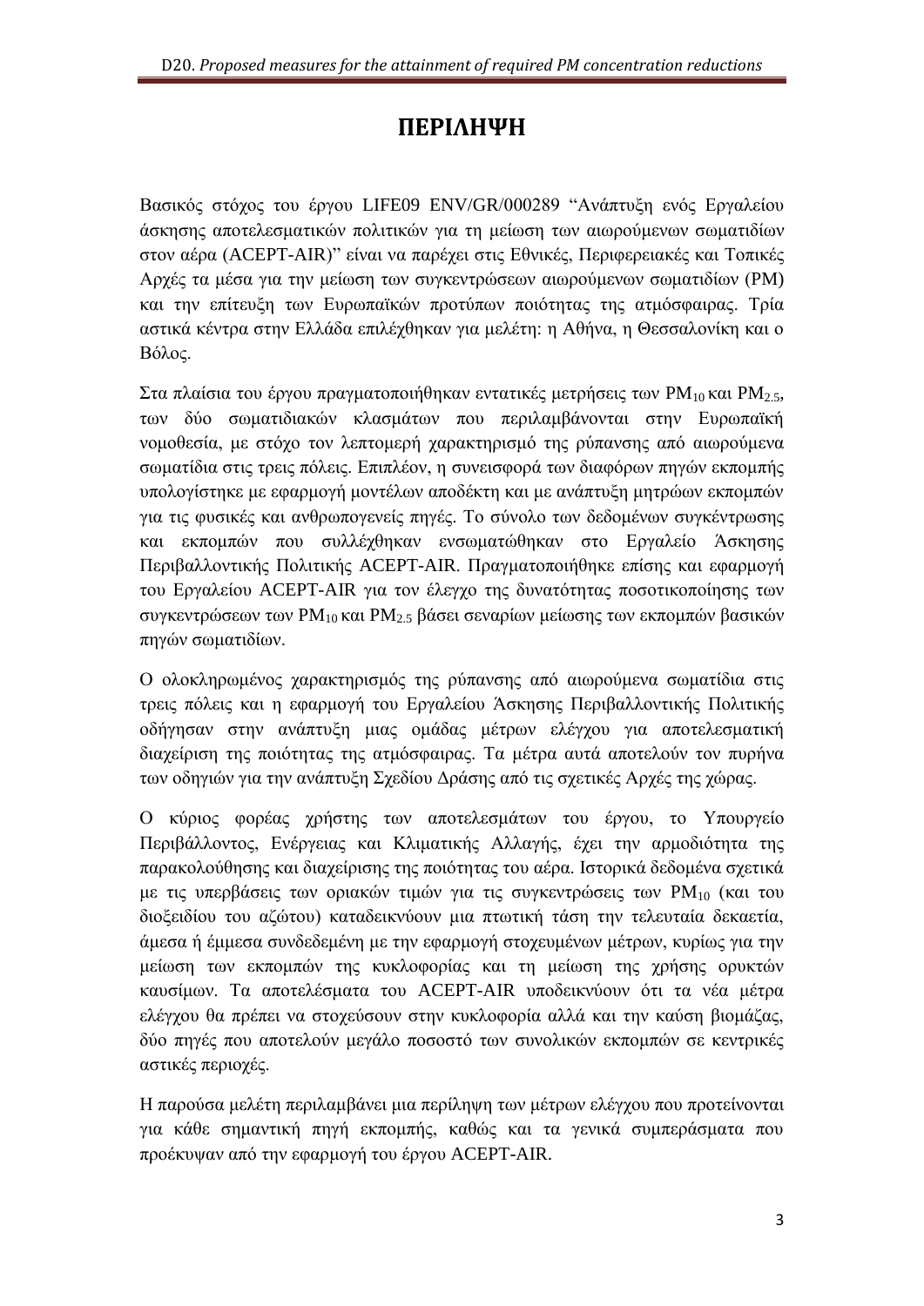# ΠΕΡΙΛΗΨΗ

Βασικός στόχος του έργου LIFE09 ENV/GR/000289 "Ανάπτυξη ενός Εργαλείου άσκησης αποτελεσματικών πολιτικών για τη μείωση των αιωρούμενων σωματιδίων στον αέρα (ACEPT-AIR)" είναι να παρέχει στις Εθνικές, Περιφερειακές και Τοπικές Αρχές τα μέσα για την μείωση των συγκεντρώσεων αιωρούμενων σωματιδίων (PM) και την επίτευξη των Ευρωπαϊκών προτύπων ποιότητας της ατμόσφαιρας. Τρία αστικά κέντρα στην Ελλάδα επιλέχθηκαν για μελέτη: η Αθήνα, η Θεσσαλονίκη και ο Βόλος.

Στα πλαίσια του έργου πραγματοποιήθηκαν εντατικές μετρήσεις των $PM_{10}$ και $PM_{2.5}$, των δύο σωματιδιακών κλασμάτων που περιλαμβάνονται στην Ευρωπαϊκή νομοθεσία, με στόχο τον λεπτομερή χαρακτηρισμό της ρύπανσης από αιωρούμενα σωματίδια στις τρεις πόλεις. Επιπλέον, η συνεισφορά των διαφόρων πηγών εκπομπής υπολογίστηκε με εφαρμογή μοντέλων αποδέκτη και με ανάπτυξη μητρώων εκπομπών για τις φυσικές και ανθρωπογενείς πηγές. Το σύνολο των δεδομένων συγκέντρωσης και εκπομπών που συλλέχθηκαν ενσωματώθηκαν στο Εργαλείο Άσκησης Περιβαλλοντικής Πολιτικής ACEPT-AIR. Πραγματοποιήθηκε επίσης και εφαρμογή του Εργαλείου ACEPT-AIR για τον έλεγχο της δυνατότητας ποσοτικοποίησης των συγκεντρώσεων των $PM_{10}$ και $PM_{2.5}$ βάσει σεναρίων μείωσης των εκπομπών βασικών πηγών σωματιδίων.

Ο ολοκληρωμένος χαρακτηρισμός της ρύπανσης από αιωρούμενα σωματίδια στις τρεις πόλεις και η εφαρμογή του Εργαλείου Άσκησης Περιβαλλοντικής Πολιτικής οδήγησαν στην ανάπτυξη μιας ομάδας μέτρων ελέγχου για αποτελεσματική διαχείριση της ποιότητας της ατμόσφαιρας. Τα μέτρα αυτά αποτελούν τον πυρήνα των οδηγιών για την ανάπτυξη Σχεδίου Δράσης από τις σχετικές Αρχές της χώρας.

Ο κύριος φορέας χρήστης των αποτελεσμάτων του έργου, το Υπουργείο Περιβάλλοντος, Ενέργειας και Κλιματικής Αλλαγής, έχει την αρμοδιότητα της παρακολούθησης και διαχείρισης της ποιότητας του αέρα. Ιστορικά δεδομένα σχετικά με τις υπερβάσεις των οριακών τιμών για τις συγκεντρώσεις των $PM_{10}$ (και του διοξειδίου του αζώτου) καταδεικνύουν μια πτωτική τάση την τελευταία δεκαετία, άμεσα ή έμμεσα συνδεδεμένη με την εφαρμογή στοχευμένων μέτρων, κυρίως για την μείωση των εκπομπών της κυκλοφορίας και τη μείωση της χρήσης ορυκτών καυσίμων. Τα αποτελέσματα του ACEPT-AIR υποδεικνύουν ότι τα νέα μέτρα ελέγχου θα πρέπει να στοχεύσουν στην κυκλοφορία αλλά και την καύση βιομάζας, δύο πηγές που αποτελούν μεγάλο ποσοστό των συνολικών εκπομπών σε κεντρικές αστικές περιοχές.

Η παρούσα μελέτη περιλαμβάνει μια περίληψη των μέτρων ελέγχου που προτείνονται για κάθε σημαντική πηγή εκπομπής, καθώς και τα γενικά συμπεράσματα που προέκυψαν από την εφαρμογή του έργου ACEPT-AIR.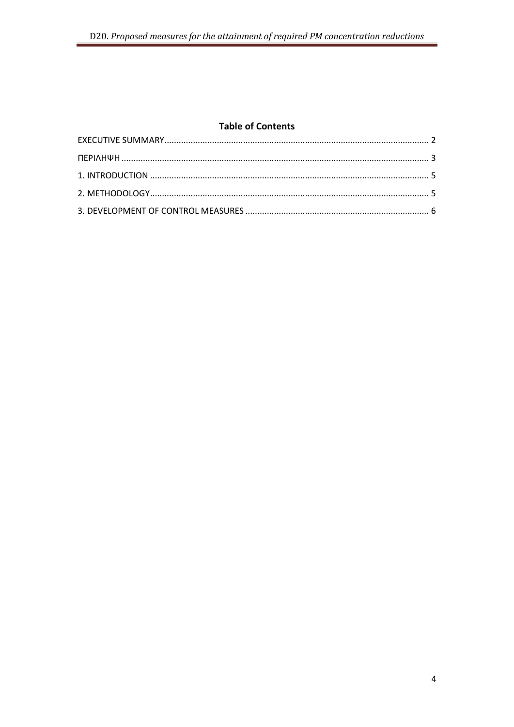## Table of Contents

EXECUTIVE SUMMARY ........................................................................................................ 2

ΠΕΡΙΛΗΨΗ ........................................................................................................................ 3

1. INTRODUCTION .............................................................................................................. 5

2. METHODOLOGY .............................................................................................................. 5

3. DEVELOPMENT OF CONTROL MEASURES ...................................................................... 6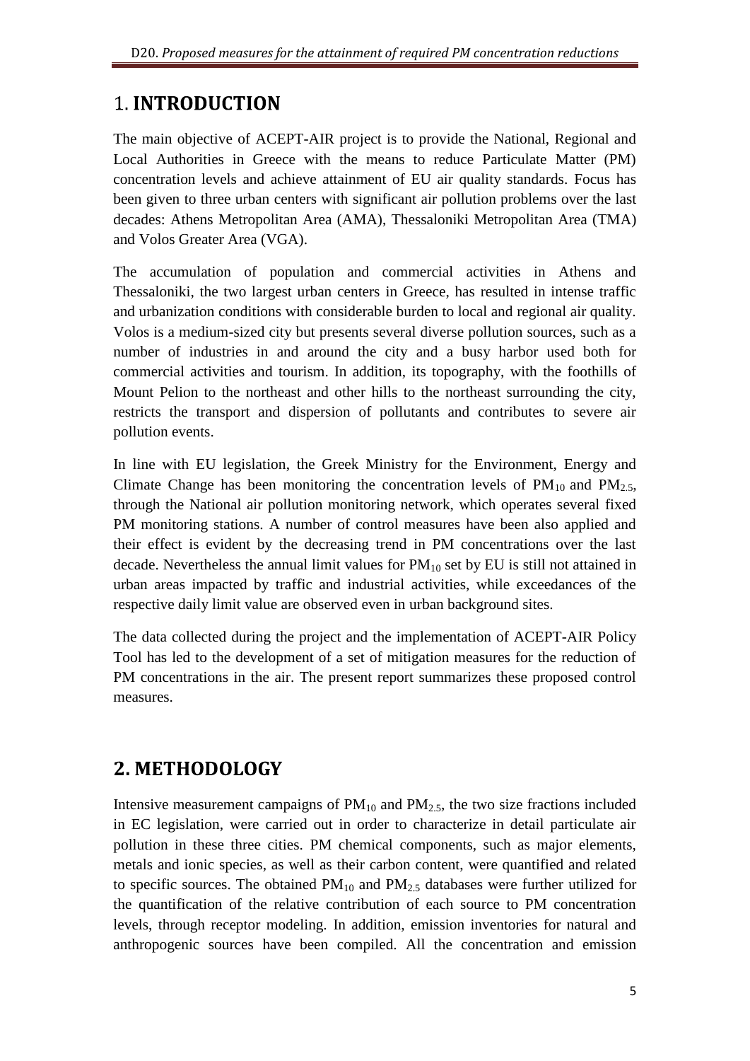# 1. INTRODUCTION

The main objective of ACEPT-AIR project is to provide the National, Regional and Local Authorities in Greece with the means to reduce Particulate Matter (PM) concentration levels and achieve attainment of EU air quality standards. Focus has been given to three urban centers with significant air pollution problems over the last decades: Athens Metropolitan Area (AMA), Thessaloniki Metropolitan Area (TMA) and Volos Greater Area (VGA).

The accumulation of population and commercial activities in Athens and Thessaloniki, the two largest urban centers in Greece, has resulted in intense traffic and urbanization conditions with considerable burden to local and regional air quality. Volos is a medium-sized city but presents several diverse pollution sources, such as a number of industries in and around the city and a busy harbor used both for commercial activities and tourism. In addition, its topography, with the foothills of Mount Pelion to the northeast and other hills to the northeast surrounding the city, restricts the transport and dispersion of pollutants and contributes to severe air pollution events.

In line with EU legislation, the Greek Ministry for the Environment, Energy and Climate Change has been monitoring the concentration levels of $PM_{10}$ and $PM_{2.5}$, through the National air pollution monitoring network, which operates several fixed PM monitoring stations. A number of control measures have been also applied and their effect is evident by the decreasing trend in PM concentrations over the last decade. Nevertheless the annual limit values for $PM_{10}$ set by EU is still not attained in urban areas impacted by traffic and industrial activities, while exceedances of the respective daily limit value are observed even in urban background sites.

The data collected during the project and the implementation of ACEPT-AIR Policy Tool has led to the development of a set of mitigation measures for the reduction of PM concentrations in the air. The present report summarizes these proposed control measures.

# 2. METHODOLOGY

Intensive measurement campaigns of $PM_{10}$ and $PM_{2.5}$, the two size fractions included in EC legislation, were carried out in order to characterize in detail particulate air pollution in these three cities. PM chemical components, such as major elements, metals and ionic species, as well as their carbon content, were quantified and related to specific sources. The obtained $PM_{10}$ and $PM_{2.5}$ databases were further utilized for the quantification of the relative contribution of each source to PM concentration levels, through receptor modeling. In addition, emission inventories for natural and anthropogenic sources have been compiled. All the concentration and emission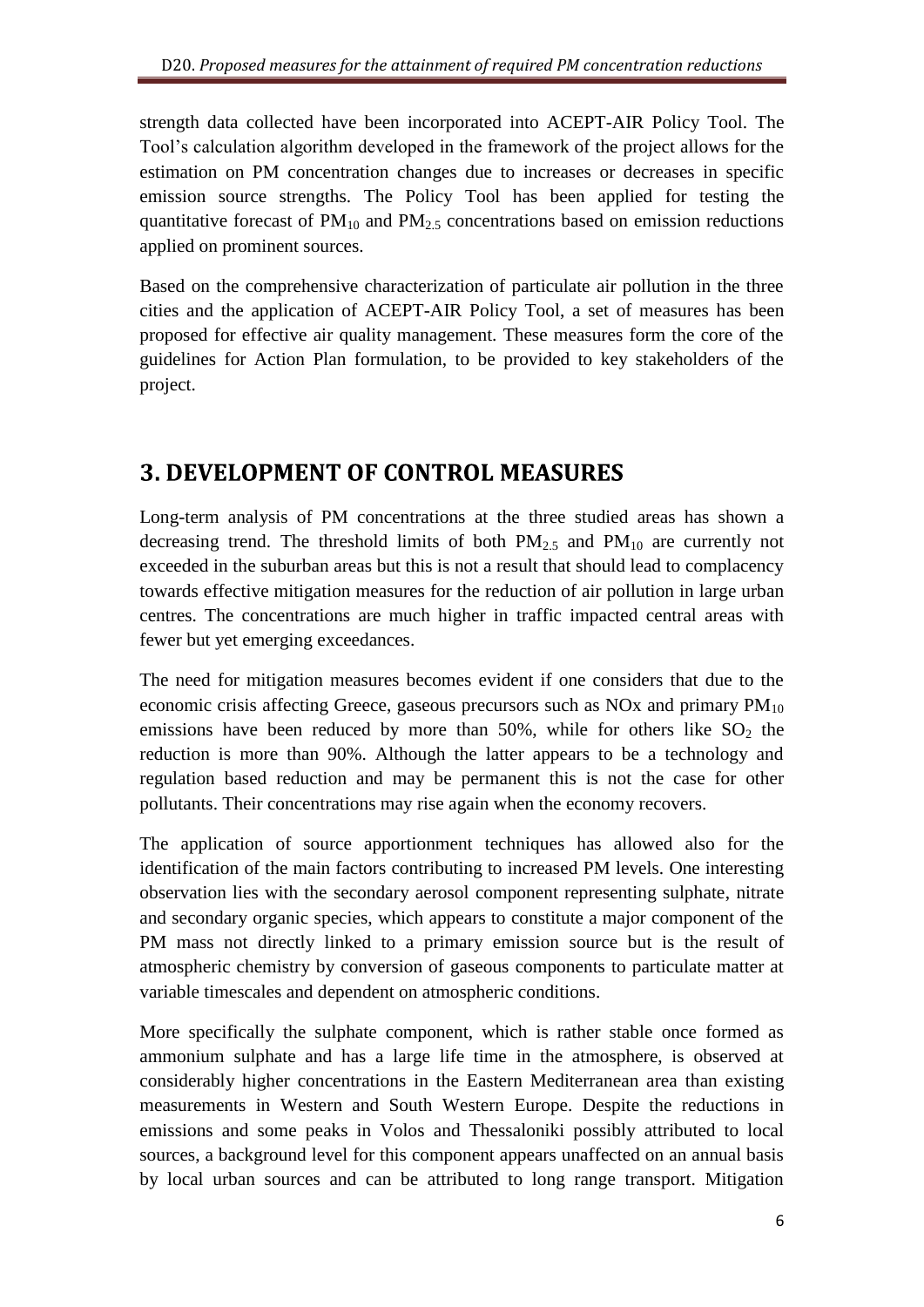strength data collected have been incorporated into ACEPT-AIR Policy Tool. The Tool's calculation algorithm developed in the framework of the project allows for the estimation on PM concentration changes due to increases or decreases in specific emission source strengths. The Policy Tool has been applied for testing the quantitative forecast of $PM_{10}$ and $PM_{2.5}$ concentrations based on emission reductions applied on prominent sources.

Based on the comprehensive characterization of particulate air pollution in the three cities and the application of ACEPT-AIR Policy Tool, a set of measures has been proposed for effective air quality management. These measures form the core of the guidelines for Action Plan formulation, to be provided to key stakeholders of the project.

# 3. DEVELOPMENT OF CONTROL MEASURES

Long-term analysis of PM concentrations at the three studied areas has shown a decreasing trend. The threshold limits of both $PM_{2.5}$ and $PM_{10}$ are currently not exceeded in the suburban areas but this is not a result that should lead to complacency towards effective mitigation measures for the reduction of air pollution in large urban centres. The concentrations are much higher in traffic impacted central areas with fewer but yet emerging exceedances.

The need for mitigation measures becomes evident if one considers that due to the economic crisis affecting Greece, gaseous precursors such as NOx and primary $PM_{10}$ emissions have been reduced by more than 50%, while for others like $SO_2$ the reduction is more than 90%. Although the latter appears to be a technology and regulation based reduction and may be permanent this is not the case for other pollutants. Their concentrations may rise again when the economy recovers.

The application of source apportionment techniques has allowed also for the identification of the main factors contributing to increased PM levels. One interesting observation lies with the secondary aerosol component representing sulphate, nitrate and secondary organic species, which appears to constitute a major component of the PM mass not directly linked to a primary emission source but is the result of atmospheric chemistry by conversion of gaseous components to particulate matter at variable timescales and dependent on atmospheric conditions.

More specifically the sulphate component, which is rather stable once formed as ammonium sulphate and has a large life time in the atmosphere, is observed at considerably higher concentrations in the Eastern Mediterranean area than existing measurements in Western and South Western Europe. Despite the reductions in emissions and some peaks in Volos and Thessaloniki possibly attributed to local sources, a background level for this component appears unaffected on an annual basis by local urban sources and can be attributed to long range transport. Mitigation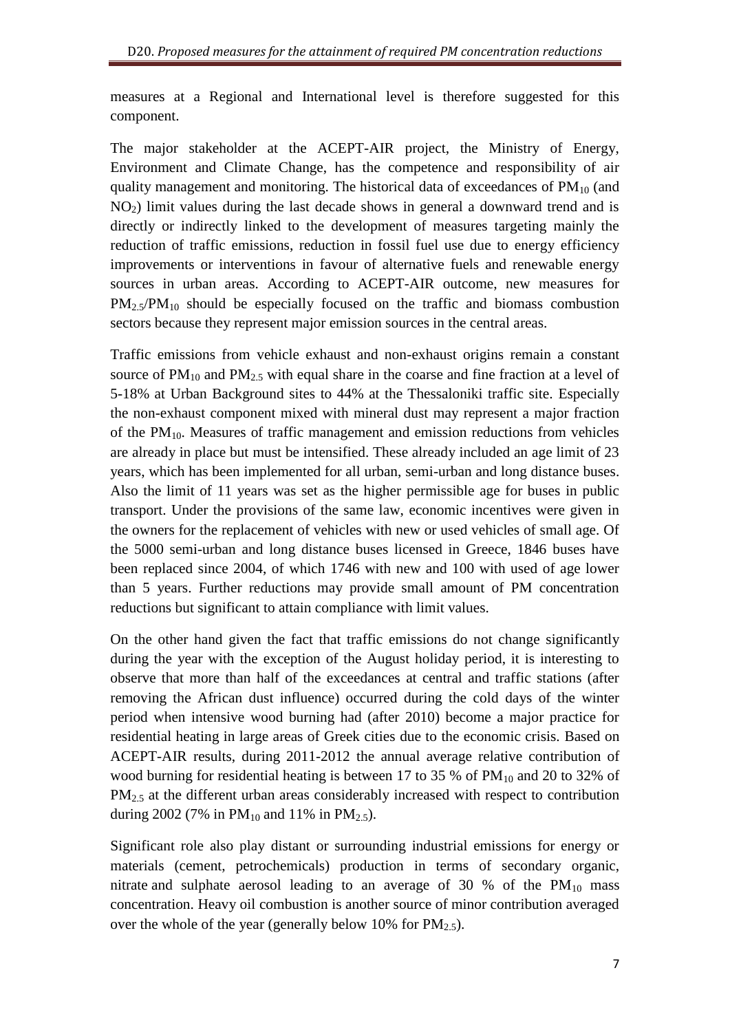measures at a Regional and International level is therefore suggested for this component.

The major stakeholder at the ACEPT-AIR project, the Ministry of Energy, Environment and Climate Change, has the competence and responsibility of air quality management and monitoring. The historical data of exceedances of $PM_{10}$ (and $NO_2$) limit values during the last decade shows in general a downward trend and is directly or indirectly linked to the development of measures targeting mainly the reduction of traffic emissions, reduction in fossil fuel use due to energy efficiency improvements or interventions in favour of alternative fuels and renewable energy sources in urban areas. According to ACEPT-AIR outcome, new measures for $PM_{2.5}/PM_{10}$ should be especially focused on the traffic and biomass combustion sectors because they represent major emission sources in the central areas.

Traffic emissions from vehicle exhaust and non-exhaust origins remain a constant source of $PM_{10}$ and $PM_{2.5}$ with equal share in the coarse and fine fraction at a level of 5-18% at Urban Background sites to 44% at the Thessaloniki traffic site. Especially the non-exhaust component mixed with mineral dust may represent a major fraction of the $PM_{10}$. Measures of traffic management and emission reductions from vehicles are already in place but must be intensified. These already included an age limit of 23 years, which has been implemented for all urban, semi-urban and long distance buses. Also the limit of 11 years was set as the higher permissible age for buses in public transport. Under the provisions of the same law, economic incentives were given in the owners for the replacement of vehicles with new or used vehicles of small age. Of the 5000 semi-urban and long distance buses licensed in Greece, 1846 buses have been replaced since 2004, of which 1746 with new and 100 with used of age lower than 5 years. Further reductions may provide small amount of PM concentration reductions but significant to attain compliance with limit values.

On the other hand given the fact that traffic emissions do not change significantly during the year with the exception of the August holiday period, it is interesting to observe that more than half of the exceedances at central and traffic stations (after removing the African dust influence) occurred during the cold days of the winter period when intensive wood burning had (after 2010) become a major practice for residential heating in large areas of Greek cities due to the economic crisis. Based on ACEPT-AIR results, during 2011-2012 the annual average relative contribution of wood burning for residential heating is between 17 to 35 % of $PM_{10}$ and 20 to 32% of $PM_{2.5}$ at the different urban areas considerably increased with respect to contribution during 2002 (7% in $PM_{10}$ and 11% in $PM_{2.5}$).

Significant role also play distant or surrounding industrial emissions for energy or materials (cement, petrochemicals) production in terms of secondary organic, nitrate and sulphate aerosol leading to an average of 30 % of the $PM_{10}$ mass concentration. Heavy oil combustion is another source of minor contribution averaged over the whole of the year (generally below 10% for $PM_{2.5}$).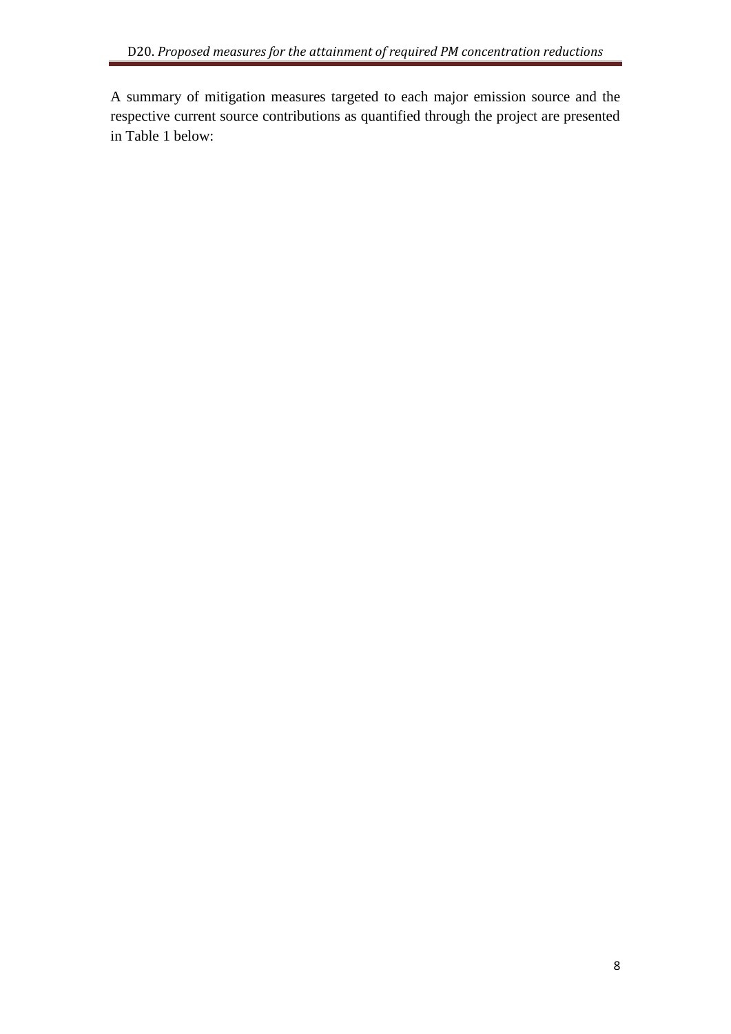A summary of mitigation measures targeted to each major emission source and the respective current source contributions as quantified through the project are presented in Table 1 below: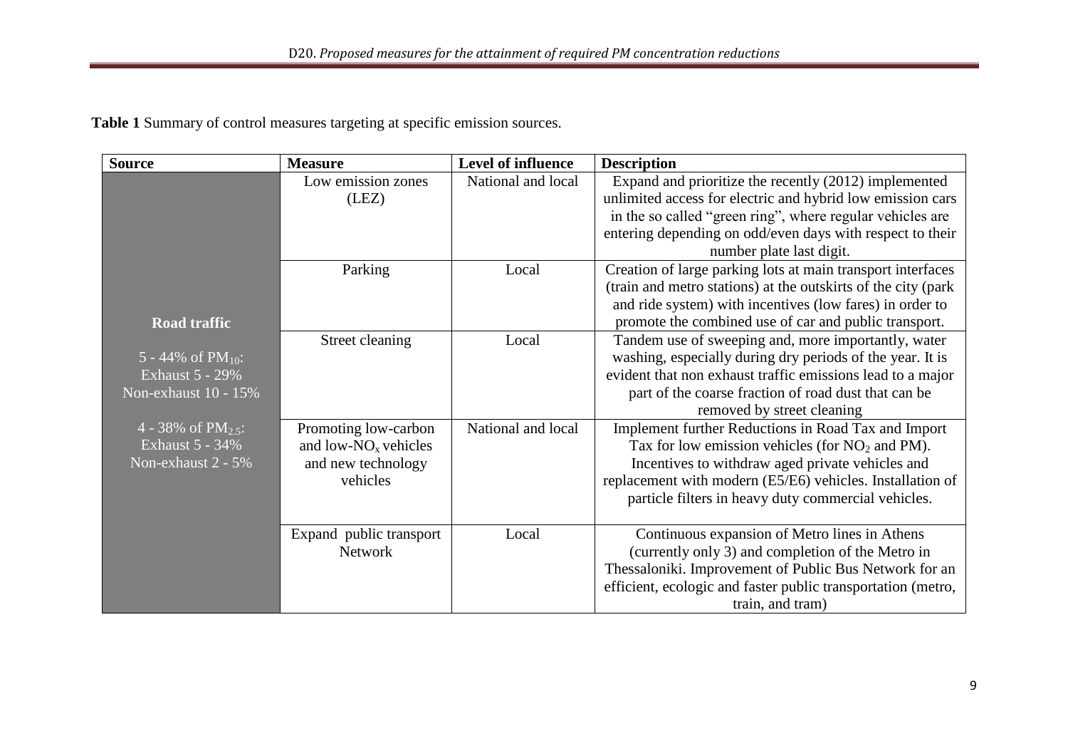**Table 1** Summary of control measures targeting at specific emission sources.

| Source | Measure | Level of influence | Description |
|---|---|---|---|
| **Road traffic**<br><br>5 - 44% of $PM_{10}$:<br>Exhaust 5 - 29%<br>Non-exhaust 10 - 15%<br><br>4 - 38% of $PM_{2.5}$:<br>Exhaust 5 - 34%<br>Non-exhaust 2 - 5% | Low emission zones (LEZ) | National and local | Expand and prioritize the recently (2012) implemented unlimited access for electric and hybrid low emission cars in the so called "green ring", where regular vehicles are entering depending on odd/even days with respect to their number plate last digit. |
| | Parking | Local | Creation of large parking lots at main transport interfaces (train and metro stations) at the outskirts of the city (park and ride system) with incentives (low fares) in order to promote the combined use of car and public transport. |
| | Street cleaning | Local | Tandem use of sweeping and, more importantly, water washing, especially during dry periods of the year. It is evident that non exhaust traffic emissions lead to a major part of the coarse fraction of road dust that can be removed by street cleaning |
| | Promoting low-carbon and low-$NO_x$ vehicles and new technology vehicles | National and local | Implement further Reductions in Road Tax and Import Tax for low emission vehicles (for $NO_2$ and PM). Incentives to withdraw aged private vehicles and replacement with modern (E5/E6) vehicles. Installation of particle filters in heavy duty commercial vehicles. |
| | Expand public transport Network | Local | Continuous expansion of Metro lines in Athens (currently only 3) and completion of the Metro in Thessaloniki. Improvement of Public Bus Network for an efficient, ecologic and faster public transportation (metro, train, and tram) |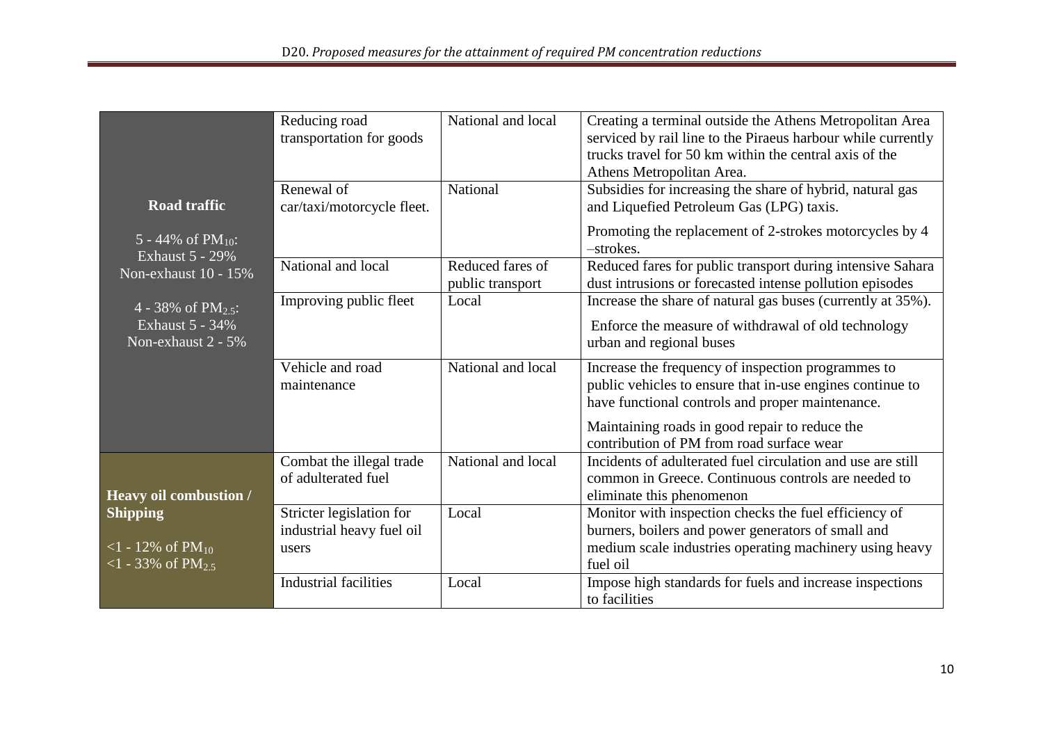| | | | |
|---|---|---|---|
| **Road traffic**<br><br>5 - 44% of $PM_{10}$:<br>Exhaust 5 - 29%<br>Non-exhaust 10 - 15%<br><br>4 - 38% of $PM_{2.5}$:<br>Exhaust 5 - 34%<br>Non-exhaust 2 - 5% | Reducing road transportation for goods | National and local | Creating a terminal outside the Athens Metropolitan Area serviced by rail line to the Piraeus harbour while currently trucks travel for 50 km within the central axis of the Athens Metropolitan Area. |
| | Renewal of car/taxi/motorcycle fleet. | National | Subsidies for increasing the share of hybrid, natural gas and Liquefied Petroleum Gas (LPG) taxis.<br><br>Promoting the replacement of 2-strokes motorcycles by 4 –strokes. |
| | National and local | Reduced fares of public transport | Reduced fares for public transport during intensive Sahara dust intrusions or forecasted intense pollution episodes |
| | Improving public fleet | Local | Increase the share of natural gas buses (currently at 35%).<br><br>Enforce the measure of withdrawal of old technology urban and regional buses |
| | Vehicle and road maintenance | National and local | Increase the frequency of inspection programmes to public vehicles to ensure that in-use engines continue to have functional controls and proper maintenance.<br><br>Maintaining roads in good repair to reduce the contribution of PM from road surface wear |
| **Heavy oil combustion / Shipping**<br><br><1 - 12% of $PM_{10}$<br><1 - 33% of $PM_{2.5}$ | Combat the illegal trade of adulterated fuel | National and local | Incidents of adulterated fuel circulation and use are still common in Greece. Continuous controls are needed to eliminate this phenomenon |
| | Stricter legislation for industrial heavy fuel oil users | Local | Monitor with inspection checks the fuel efficiency of burners, boilers and power generators of small and medium scale industries operating machinery using heavy fuel oil |
| | Industrial facilities | Local | Impose high standards for fuels and increase inspections to facilities |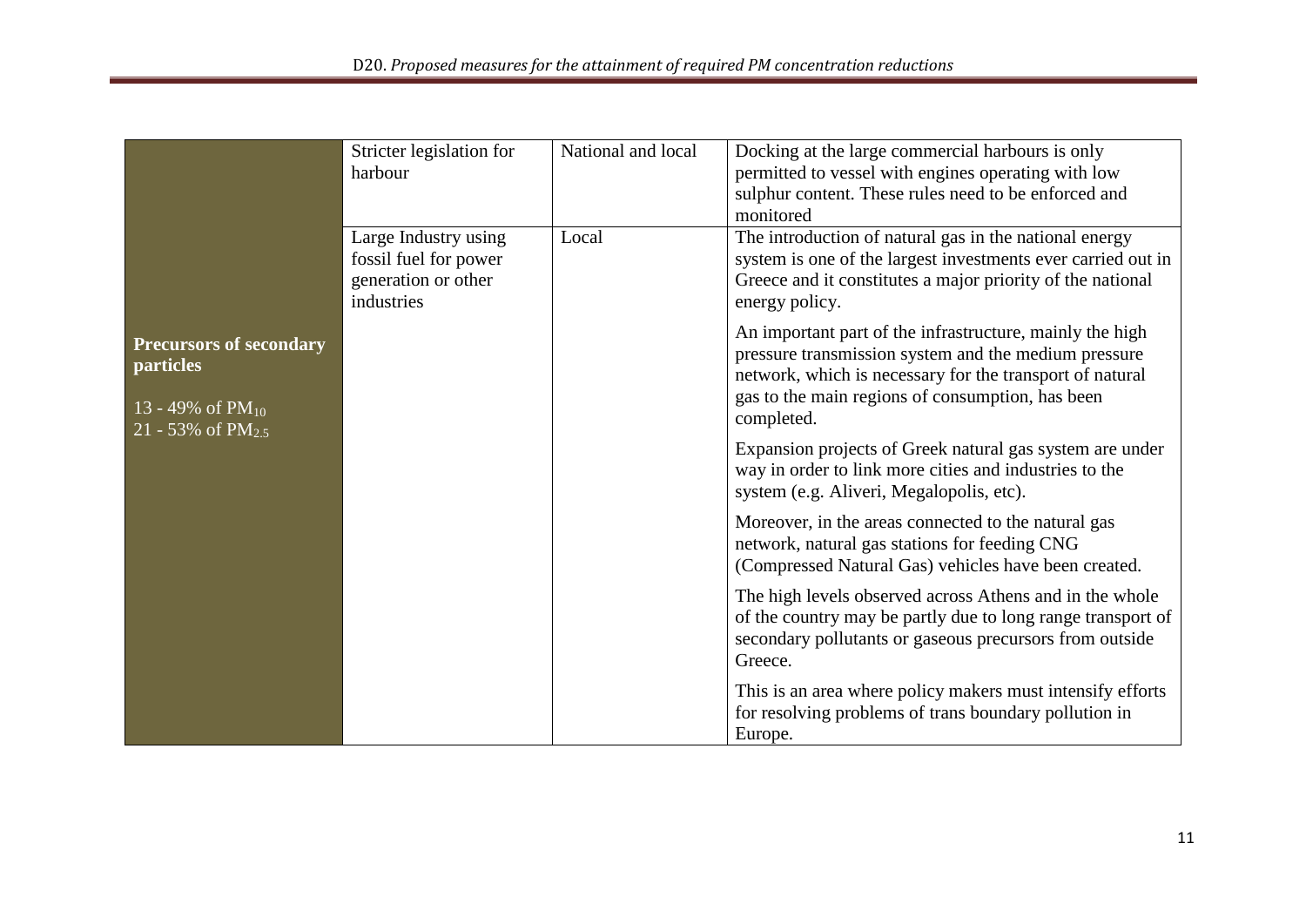| | | | |
|---|---|---|---|
| **Precursors of secondary particles**<br><br>13 - 49% of $PM_{10}$<br>21 - 53% of $PM_{2.5}$ | Stricter legislation for harbour | National and local | Docking at the large commercial harbours is only permitted to vessel with engines operating with low sulphur content. These rules need to be enforced and monitored |
| | Large Industry using fossil fuel for power generation or other industries | Local | The introduction of natural gas in the national energy system is one of the largest investments ever carried out in Greece and it constitutes a major priority of the national energy policy.<br><br>An important part of the infrastructure, mainly the high pressure transmission system and the medium pressure network, which is necessary for the transport of natural gas to the main regions of consumption, has been completed.<br><br>Expansion projects of Greek natural gas system are under way in order to link more cities and industries to the system (e.g. Aliveri, Megalopolis, etc).<br><br>Moreover, in the areas connected to the natural gas network, natural gas stations for feeding CNG (Compressed Natural Gas) vehicles have been created.<br><br>The high levels observed across Athens and in the whole of the country may be partly due to long range transport of secondary pollutants or gaseous precursors from outside Greece.<br><br>This is an area where policy makers must intensify efforts for resolving problems of trans boundary pollution in Europe. |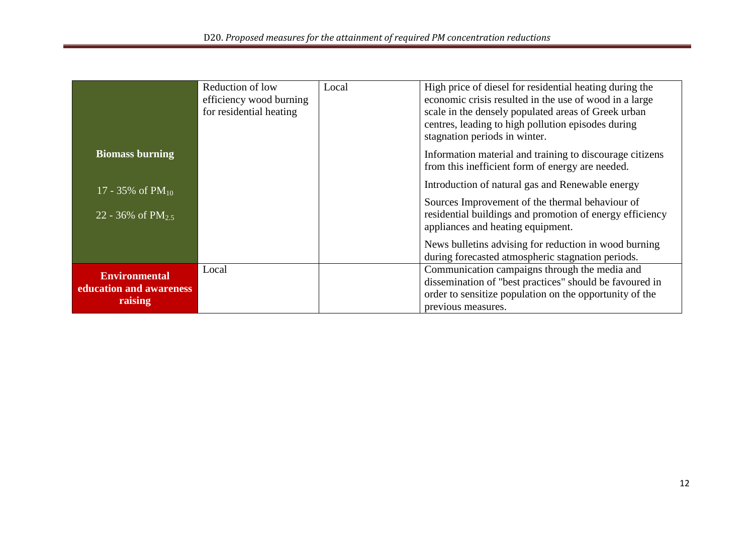| | | | |
|---|---|---|---|
| **Biomass burning**<br><br>17 - 35% of $PM_{10}$<br><br>22 - 36% of $PM_{2.5}$ | Reduction of low efficiency wood burning for residential heating | Local | High price of diesel for residential heating during the economic crisis resulted in the use of wood in a large scale in the densely populated areas of Greek urban centres, leading to high pollution episodes during stagnation periods in winter.<br><br>Information material and training to discourage citizens from this inefficient form of energy are needed.<br><br>Introduction of natural gas and Renewable energy<br><br>Sources Improvement of the thermal behaviour of residential buildings and promotion of energy efficiency appliances and heating equipment.<br><br>News bulletins advising for reduction in wood burning during forecasted atmospheric stagnation periods. |
| **Environmental education and awareness raising** | Local | | Communication campaigns through the media and dissemination of "best practices" should be favoured in order to sensitize population on the opportunity of the previous measures. |